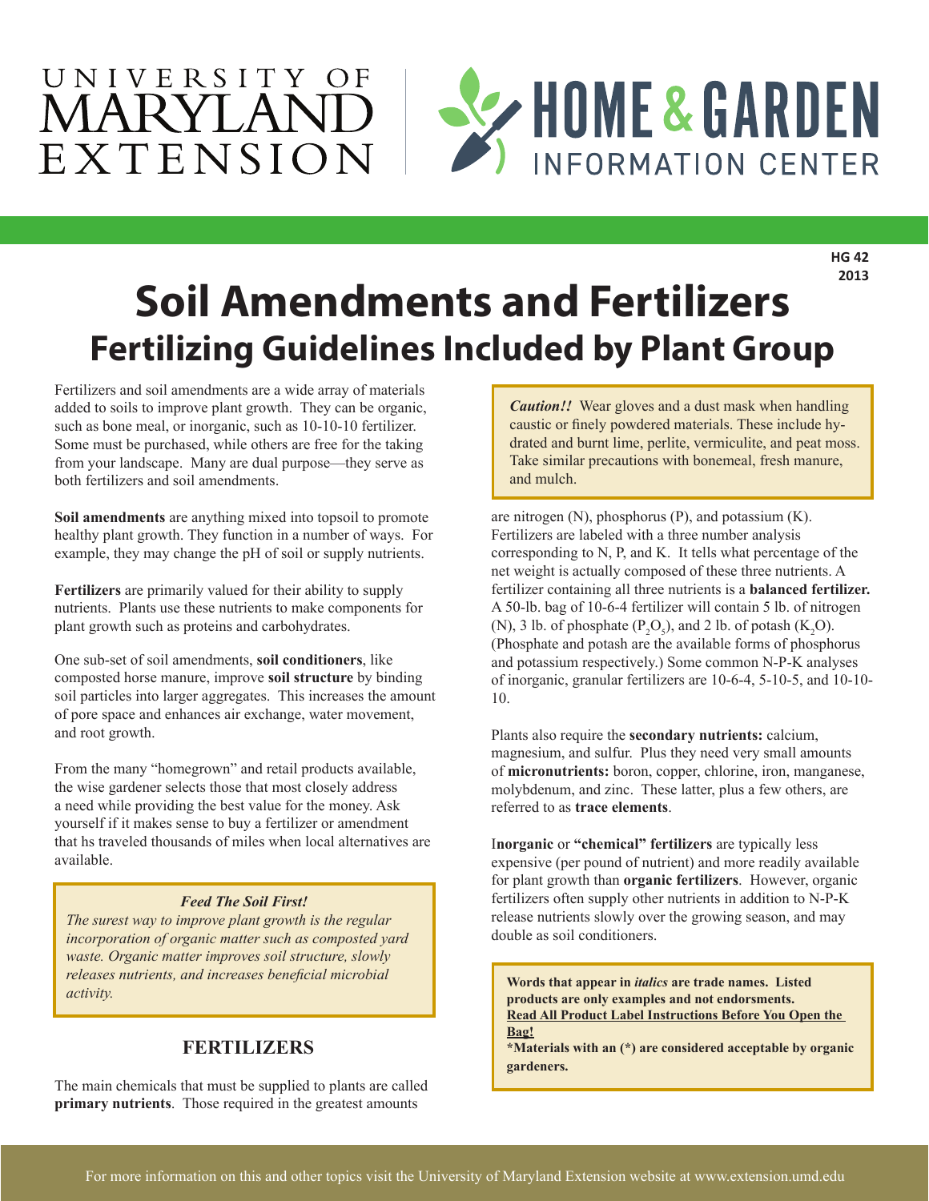# Soil Amendments and Fertilizers

## Fertilizing Guidelines Included by Plant Group

HG 42
2013

Fertilizers and soil amendments are a wide array of materials added to soils to improve plant growth. They can be organic, such as bone meal, or inorganic, such as 10-10-10 fertilizer. Some must be purchased, while others are free for the taking from your landscape. Many are dual purpose—they serve as both fertilizers and soil amendments.

**Soil amendments** are anything mixed into topsoil to promote healthy plant growth. They function in a number of ways. For example, they may change the pH of soil or supply nutrients.

**Fertilizers** are primarily valued for their ability to supply nutrients. Plants use these nutrients to make components for plant growth such as proteins and carbohydrates.

One sub-set of soil amendments, **soil conditioners**, like composted horse manure, improve **soil structure** by binding soil particles into larger aggregates. This increases the amount of pore space and enhances air exchange, water movement, and root growth.

From the many "homegrown" and retail products available, the wise gardener selects those that most closely address a need while providing the best value for the money. Ask yourself if it makes sense to buy a fertilizer or amendment that hs traveled thousands of miles when local alternatives are available.

> ***Feed The Soil First!***
> *The surest way to improve plant growth is the regular incorporation of organic matter such as composted yard waste. Organic matter improves soil structure, slowly releases nutrients, and increases beneficial microbial activity.*

### FERTILIZERS

The main chemicals that must be supplied to plants are called **primary nutrients**. Those required in the greatest amounts are nitrogen (N), phosphorus (P), and potassium (K). Fertilizers are labeled with a three number analysis corresponding to N, P, and K. It tells what percentage of the net weight is actually composed of these three nutrients. A fertilizer containing all three nutrients is a **balanced fertilizer.** A 50-lb. bag of 10-6-4 fertilizer will contain 5 lb. of nitrogen (N), 3 lb. of phosphate ($P_2O_5$), and 2 lb. of potash ($K_2O$). (Phosphate and potash are the available forms of phosphorus and potassium respectively.) Some common N-P-K analyses of inorganic, granular fertilizers are 10-6-4, 5-10-5, and 10-10-10.

> ***Caution!!*** Wear gloves and a dust mask when handling caustic or finely powdered materials. These include hydrated and burnt lime, perlite, vermiculite, and peat moss. Take similar precautions with bonemeal, fresh manure, and mulch.

Plants also require the **secondary nutrients:** calcium, magnesium, and sulfur. Plus they need very small amounts of **micronutrients:** boron, copper, chlorine, iron, manganese, molybdenum, and zinc. These latter, plus a few others, are referred to as **trace elements**.

**Inorganic** or **"chemical" fertilizers** are typically less expensive (per pound of nutrient) and more readily available for plant growth than **organic fertilizers**. However, organic fertilizers often supply other nutrients in addition to N-P-K release nutrients slowly over the growing season, and may double as soil conditioners.

> **Words that appear in *italics* are trade names. Listed products are only examples and not endorsments.**
> **<u>Read All Product Label Instructions Before You Open the Bag!</u>**
> **\*Materials with an (\*) are considered acceptable by organic gardeners.**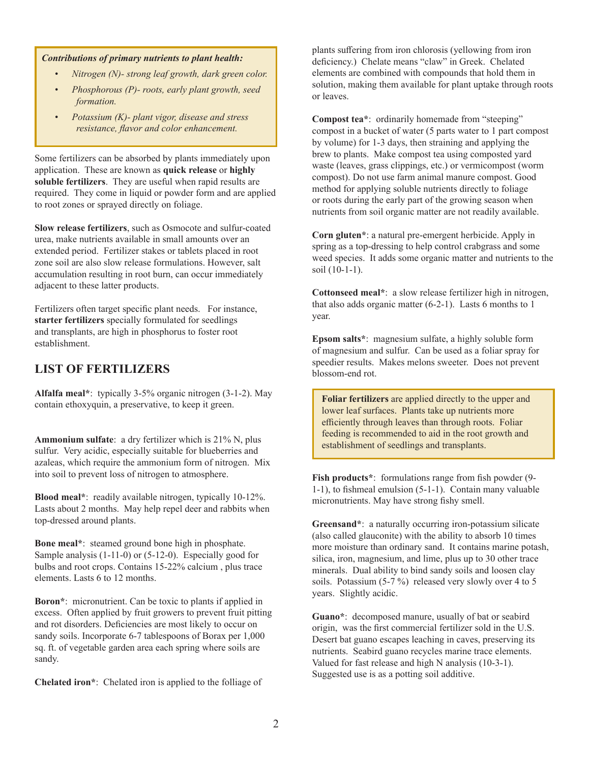*Contributions of primary nutrients to plant health:*

- *Nitrogen (N)- strong leaf growth, dark green color.*
- *Phosphorous (P)- roots, early plant growth, seed formation.*
- *Potassium (K)- plant vigor, disease and stress resistance, flavor and color enhancement.*

Some fertilizers can be absorbed by plants immediately upon application. These are known as **quick release** or **highly soluble fertilizers**. They are useful when rapid results are required. They come in liquid or powder form and are applied to root zones or sprayed directly on foliage.

**Slow release fertilizers**, such as Osmocote and sulfur-coated urea, make nutrients available in small amounts over an extended period. Fertilizer stakes or tablets placed in root zone soil are also slow release formulations. However, salt accumulation resulting in root burn, can occur immediately adjacent to these latter products.

Fertilizers often target specific plant needs. For instance, **starter fertilizers** specially formulated for seedlings and transplants, are high in phosphorus to foster root establishment.

## LIST OF FERTILIZERS

**Alfalfa meal***: typically 3-5% organic nitrogen (3-1-2). May contain ethoxyquin, a preservative, to keep it green.

**Ammonium sulfate**: a dry fertilizer which is 21% N, plus sulfur. Very acidic, especially suitable for blueberries and azaleas, which require the ammonium form of nitrogen. Mix into soil to prevent loss of nitrogen to atmosphere.

**Blood meal***: readily available nitrogen, typically 10-12%. Lasts about 2 months. May help repel deer and rabbits when top-dressed around plants.

**Bone meal***: steamed ground bone high in phosphate. Sample analysis (1-11-0) or (5-12-0). Especially good for bulbs and root crops. Contains 15-22% calcium , plus trace elements. Lasts 6 to 12 months.

**Boron***: micronutrient. Can be toxic to plants if applied in excess. Often applied by fruit growers to prevent fruit pitting and rot disorders. Deficiencies are most likely to occur on sandy soils. Incorporate 6-7 tablespoons of Borax per 1,000 sq. ft. of vegetable garden area each spring where soils are sandy.

**Chelated iron***: Chelated iron is applied to the folliage of plants suffering from iron chlorosis (yellowing from iron deficiency.) Chelate means "claw" in Greek. Chelated elements are combined with compounds that hold them in solution, making them available for plant uptake through roots or leaves.

**Compost tea***: ordinarily homemade from "steeping" compost in a bucket of water (5 parts water to 1 part compost by volume) for 1-3 days, then straining and applying the brew to plants. Make compost tea using composted yard waste (leaves, grass clippings, etc.) or vermicompost (worm compost). Do not use farm animal manure compost. Good method for applying soluble nutrients directly to foliage or roots during the early part of the growing season when nutrients from soil organic matter are not readily available.

**Corn gluten***: a natural pre-emergent herbicide. Apply in spring as a top-dressing to help control crabgrass and some weed species. It adds some organic matter and nutrients to the soil (10-1-1).

**Cottonseed meal***: a slow release fertilizer high in nitrogen, that also adds organic matter (6-2-1). Lasts 6 months to 1 year.

**Epsom salts***: magnesium sulfate, a highly soluble form of magnesium and sulfur. Can be used as a foliar spray for speedier results. Makes melons sweeter. Does not prevent blossom-end rot.

**Foliar fertilizers** are applied directly to the upper and lower leaf surfaces. Plants take up nutrients more efficiently through leaves than through roots. Foliar feeding is recommended to aid in the root growth and establishment of seedlings and transplants.

**Fish products***: formulations range from fish powder (9-1-1), to fishmeal emulsion (5-1-1). Contain many valuable micronutrients. May have strong fishy smell.

**Greensand***: a naturally occurring iron-potassium silicate (also called glauconite) with the ability to absorb 10 times more moisture than ordinary sand. It contains marine potash, silica, iron, magnesium, and lime, plus up to 30 other trace minerals. Dual ability to bind sandy soils and loosen clay soils. Potassium (5-7 %) released very slowly over 4 to 5 years. Slightly acidic.

**Guano***: decomposed manure, usually of bat or seabird origin, was the first commercial fertilizer sold in the U.S. Desert bat guano escapes leaching in caves, preserving its nutrients. Seabird guano recycles marine trace elements. Valued for fast release and high N analysis (10-3-1). Suggested use is as a potting soil additive.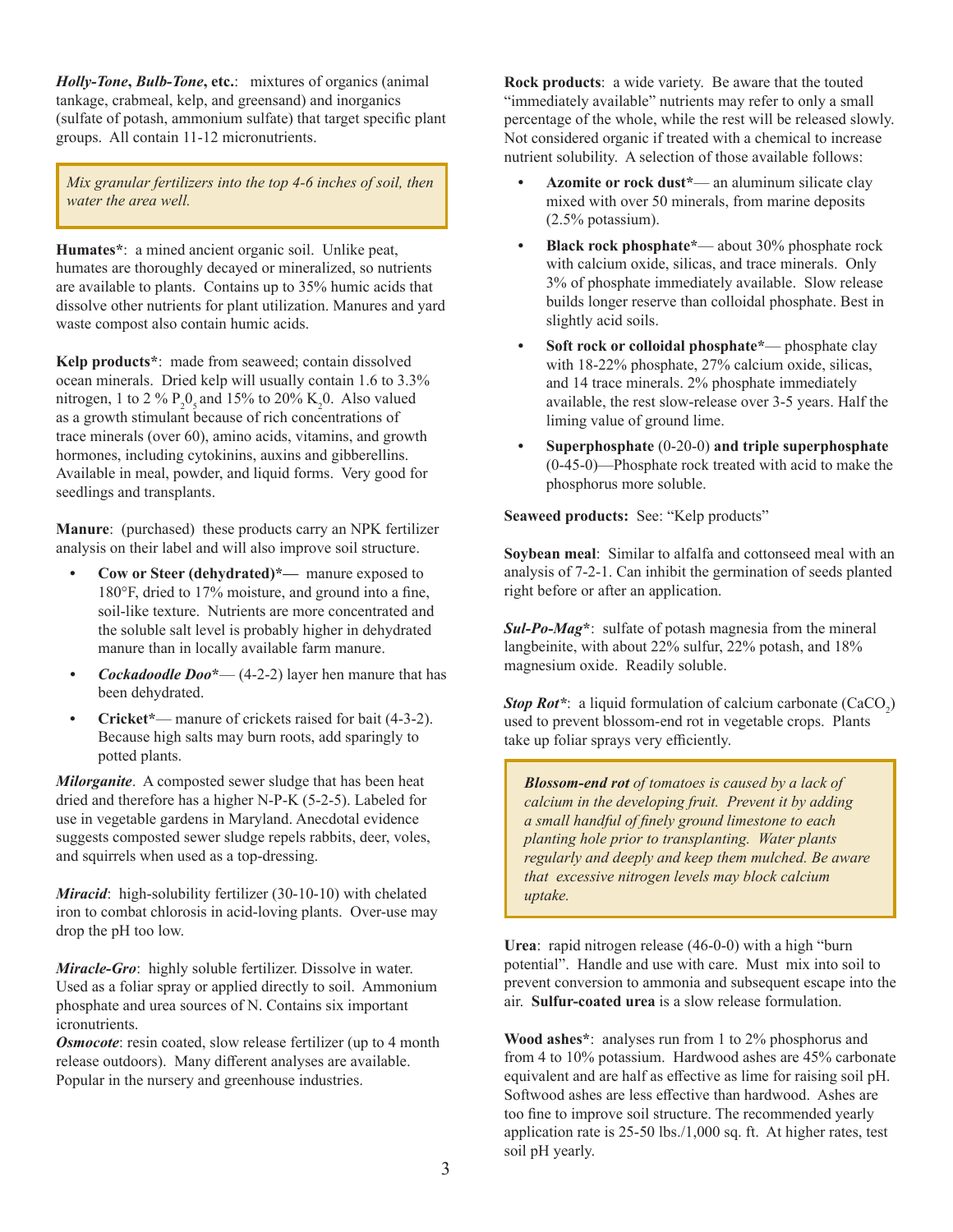***Holly-Tone*, *Bulb-Tone*, etc.**: mixtures of organics (animal tankage, crabmeal, kelp, and greensand) and inorganics (sulfate of potash, ammonium sulfate) that target specific plant groups. All contain 11-12 micronutrients.

> *Mix granular fertilizers into the top 4-6 inches of soil, then water the area well.*

**Humates***: a mined ancient organic soil. Unlike peat, humates are thoroughly decayed or mineralized, so nutrients are available to plants. Contains up to 35% humic acids that dissolve other nutrients for plant utilization. Manures and yard waste compost also contain humic acids.

**Kelp products***: made from seaweed; contain dissolved ocean minerals. Dried kelp will usually contain 1.6 to 3.3% nitrogen, 1 to 2 % $P_2O_5$ and 15% to 20% $K_2O$. Also valued as a growth stimulant because of rich concentrations of trace minerals (over 60), amino acids, vitamins, and growth hormones, including cytokinins, auxins and gibberellins. Available in meal, powder, and liquid forms. Very good for seedlings and transplants.

**Manure**: (purchased) these products carry an NPK fertilizer analysis on their label and will also improve soil structure.

- **Cow or Steer (dehydrated)*—** manure exposed to 180°F, dried to 17% moisture, and ground into a fine, soil-like texture. Nutrients are more concentrated and the soluble salt level is probably higher in dehydrated manure than in locally available farm manure.
- ***Cockadoodle Doo****— (4-2-2) layer hen manure that has been dehydrated.
- **Cricket***— manure of crickets raised for bait (4-3-2). Because high salts may burn roots, add sparingly to potted plants.

***Milorganite***. A composted sewer sludge that has been heat dried and therefore has a higher N-P-K (5-2-5). Labeled for use in vegetable gardens in Maryland. Anecdotal evidence suggests composted sewer sludge repels rabbits, deer, voles, and squirrels when used as a top-dressing.

***Miracid***: high-solubility fertilizer (30-10-10) with chelated iron to combat chlorosis in acid-loving plants. Over-use may drop the pH too low.

***Miracle-Gro***: highly soluble fertilizer. Dissolve in water. Used as a foliar spray or applied directly to soil. Ammonium phosphate and urea sources of N. Contains six important icronutrients.

***Osmocote***: resin coated, slow release fertilizer (up to 4 month release outdoors). Many different analyses are available. Popular in the nursery and greenhouse industries.

**Rock products**: a wide variety. Be aware that the touted "immediately available" nutrients may refer to only a small percentage of the whole, while the rest will be released slowly. Not considered organic if treated with a chemical to increase nutrient solubility. A selection of those available follows:

- **Azomite or rock dust***— an aluminum silicate clay mixed with over 50 minerals, from marine deposits (2.5% potassium).
- **Black rock phosphate***— about 30% phosphate rock with calcium oxide, silicas, and trace minerals. Only 3% of phosphate immediately available. Slow release builds longer reserve than colloidal phosphate. Best in slightly acid soils.
- **Soft rock or colloidal phosphate***— phosphate clay with 18-22% phosphate, 27% calcium oxide, silicas, and 14 trace minerals. 2% phosphate immediately available, the rest slow-release over 3-5 years. Half the liming value of ground lime.
- **Superphosphate** (0-20-0) **and triple superphosphate** (0-45-0)—Phosphate rock treated with acid to make the phosphorus more soluble.

**Seaweed products:** See: "Kelp products"

**Soybean meal**: Similar to alfalfa and cottonseed meal with an analysis of 7-2-1. Can inhibit the germination of seeds planted right before or after an application.

***Sul-Po-Mag****: sulfate of potash magnesia from the mineral langbeinite, with about 22% sulfur, 22% potash, and 18% magnesium oxide. Readily soluble.

***Stop Rot****: a liquid formulation of calcium carbonate ($CaCO_2$) used to prevent blossom-end rot in vegetable crops. Plants take up foliar sprays very efficiently.

> ***Blossom-end rot*** *of tomatoes is caused by a lack of calcium in the developing fruit. Prevent it by adding a small handful of finely ground limestone to each planting hole prior to transplanting. Water plants regularly and deeply and keep them mulched. Be aware that excessive nitrogen levels may block calcium uptake.*

**Urea**: rapid nitrogen release (46-0-0) with a high "burn potential". Handle and use with care. Must mix into soil to prevent conversion to ammonia and subsequent escape into the air. **Sulfur-coated urea** is a slow release formulation.

**Wood ashes***: analyses run from 1 to 2% phosphorus and from 4 to 10% potassium. Hardwood ashes are 45% carbonate equivalent and are half as effective as lime for raising soil pH. Softwood ashes are less effective than hardwood. Ashes are too fine to improve soil structure. The recommended yearly application rate is 25-50 lbs./1,000 sq. ft. At higher rates, test soil pH yearly.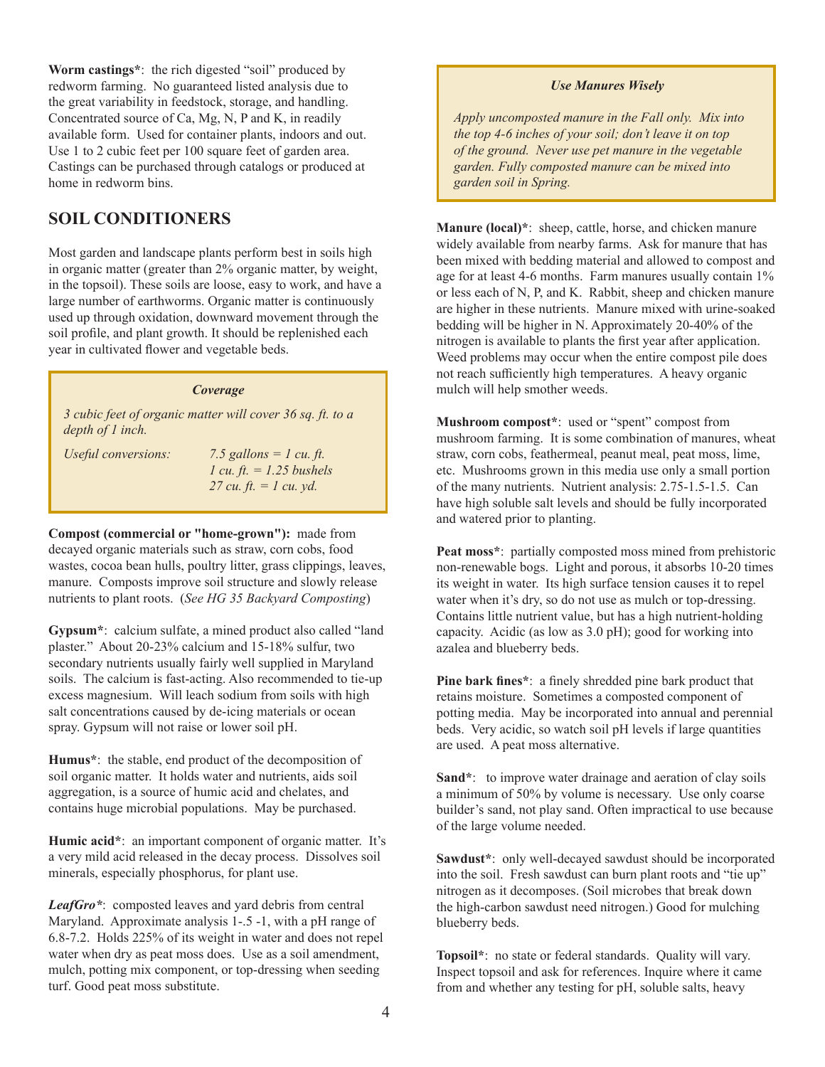**Worm castings***: the rich digested "soil" produced by redworm farming. No guaranteed listed analysis due to the great variability in feedstock, storage, and handling. Concentrated source of Ca, Mg, N, P and K, in readily available form. Used for container plants, indoors and out. Use 1 to 2 cubic feet per 100 square feet of garden area. Castings can be purchased through catalogs or produced at home in redworm bins.

## SOIL CONDITIONERS

Most garden and landscape plants perform best in soils high in organic matter (greater than 2% organic matter, by weight, in the topsoil). These soils are loose, easy to work, and have a large number of earthworms. Organic matter is continuously used up through oxidation, downward movement through the soil profile, and plant growth. It should be replenished each year in cultivated flower and vegetable beds.

> ***Coverage***
>
> *3 cubic feet of organic matter will cover 36 sq. ft. to a depth of 1 inch.*
>
> *Useful conversions:*
> *7.5 gallons = 1 cu. ft.*
> *1 cu. ft. = 1.25 bushels*
> *27 cu. ft. = 1 cu. yd.*

**Compost (commercial or "home-grown"):** made from decayed organic materials such as straw, corn cobs, food wastes, cocoa bean hulls, poultry litter, grass clippings, leaves, manure. Composts improve soil structure and slowly release nutrients to plant roots. (*See HG 35 Backyard Composting*)

**Gypsum***: calcium sulfate, a mined product also called "land plaster." About 20-23% calcium and 15-18% sulfur, two secondary nutrients usually fairly well supplied in Maryland soils. The calcium is fast-acting. Also recommended to tie-up excess magnesium. Will leach sodium from soils with high salt concentrations caused by de-icing materials or ocean spray. Gypsum will not raise or lower soil pH.

**Humus***: the stable, end product of the decomposition of soil organic matter. It holds water and nutrients, aids soil aggregation, is a source of humic acid and chelates, and contains huge microbial populations. May be purchased.

**Humic acid***: an important component of organic matter. It's a very mild acid released in the decay process. Dissolves soil minerals, especially phosphorus, for plant use.

***LeafGro****: composted leaves and yard debris from central Maryland. Approximate analysis 1-.5 -1, with a pH range of 6.8-7.2. Holds 225% of its weight in water and does not repel water when dry as peat moss does. Use as a soil amendment, mulch, potting mix component, or top-dressing when seeding turf. Good peat moss substitute.

> ***Use Manures Wisely***
>
> *Apply uncomposted manure in the Fall only. Mix into the top 4-6 inches of your soil; don't leave it on top of the ground. Never use pet manure in the vegetable garden. Fully composted manure can be mixed into garden soil in Spring.*

**Manure (local)***: sheep, cattle, horse, and chicken manure widely available from nearby farms. Ask for manure that has been mixed with bedding material and allowed to compost and age for at least 4-6 months. Farm manures usually contain 1% or less each of N, P, and K. Rabbit, sheep and chicken manure are higher in these nutrients. Manure mixed with urine-soaked bedding will be higher in N. Approximately 20-40% of the nitrogen is available to plants the first year after application. Weed problems may occur when the entire compost pile does not reach sufficiently high temperatures. A heavy organic mulch will help smother weeds.

**Mushroom compost***: used or "spent" compost from mushroom farming. It is some combination of manures, wheat straw, corn cobs, feathermeal, peanut meal, peat moss, lime, etc. Mushrooms grown in this media use only a small portion of the many nutrients. Nutrient analysis: 2.75-1.5-1.5. Can have high soluble salt levels and should be fully incorporated and watered prior to planting.

**Peat moss***: partially composted moss mined from prehistoric non-renewable bogs. Light and porous, it absorbs 10-20 times its weight in water. Its high surface tension causes it to repel water when it's dry, so do not use as mulch or top-dressing. Contains little nutrient value, but has a high nutrient-holding capacity. Acidic (as low as 3.0 pH); good for working into azalea and blueberry beds.

**Pine bark fines***: a finely shredded pine bark product that retains moisture. Sometimes a composted component of potting media. May be incorporated into annual and perennial beds. Very acidic, so watch soil pH levels if large quantities are used. A peat moss alternative.

**Sand***: to improve water drainage and aeration of clay soils a minimum of 50% by volume is necessary. Use only coarse builder's sand, not play sand. Often impractical to use because of the large volume needed.

**Sawdust***: only well-decayed sawdust should be incorporated into the soil. Fresh sawdust can burn plant roots and "tie up" nitrogen as it decomposes. (Soil microbes that break down the high-carbon sawdust need nitrogen.) Good for mulching blueberry beds.

**Topsoil***: no state or federal standards. Quality will vary. Inspect topsoil and ask for references. Inquire where it came from and whether any testing for pH, soluble salts, heavy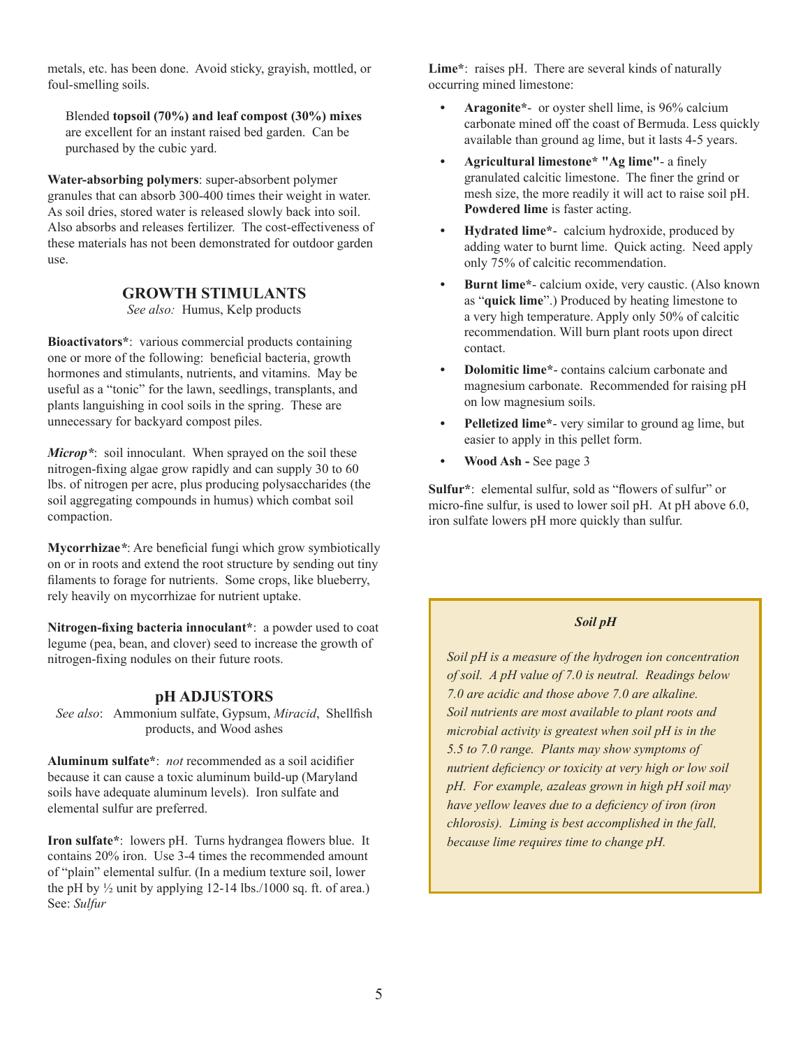metals, etc. has been done. Avoid sticky, grayish, mottled, or foul-smelling soils.

Blended **topsoil (70%) and leaf compost (30%) mixes** are excellent for an instant raised bed garden. Can be purchased by the cubic yard.

**Water-absorbing polymers**: super-absorbent polymer granules that can absorb 300-400 times their weight in water. As soil dries, stored water is released slowly back into soil. Also absorbs and releases fertilizer. The cost-effectiveness of these materials has not been demonstrated for outdoor garden use.

## GROWTH STIMULANTS

*See also:* Humus, Kelp products

**Bioactivators***: various commercial products containing one or more of the following: beneficial bacteria, growth hormones and stimulants, nutrients, and vitamins. May be useful as a "tonic" for the lawn, seedlings, transplants, and plants languishing in cool soils in the spring. These are unnecessary for backyard compost piles.

***Microp****: soil innoculant. When sprayed on the soil these nitrogen-fixing algae grow rapidly and can supply 30 to 60 lbs. of nitrogen per acre, plus producing polysaccharides (the soil aggregating compounds in humus) which combat soil compaction.

**Mycorrhizae***: Are beneficial fungi which grow symbiotically on or in roots and extend the root structure by sending out tiny filaments to forage for nutrients. Some crops, like blueberry, rely heavily on mycorrhizae for nutrient uptake.

**Nitrogen-fixing bacteria innoculant***: a powder used to coat legume (pea, bean, and clover) seed to increase the growth of nitrogen-fixing nodules on their future roots.

## pH ADJUSTORS

*See also*: Ammonium sulfate, Gypsum, *Miracid*, Shellfish products, and Wood ashes

**Aluminum sulfate***: *not* recommended as a soil acidifier because it can cause a toxic aluminum build-up (Maryland soils have adequate aluminum levels). Iron sulfate and elemental sulfur are preferred.

**Iron sulfate***: lowers pH. Turns hydrangea flowers blue. It contains 20% iron. Use 3-4 times the recommended amount of "plain" elemental sulfur. (In a medium texture soil, lower the pH by ½ unit by applying 12-14 lbs./1000 sq. ft. of area.) See: *Sulfur*

**Lime***: raises pH. There are several kinds of naturally occurring mined limestone:

- **Aragonite***- or oyster shell lime, is 96% calcium carbonate mined off the coast of Bermuda. Less quickly available than ground ag lime, but it lasts 4-5 years.
- **Agricultural limestone* "Ag lime"**- a finely granulated calcitic limestone. The finer the grind or mesh size, the more readily it will act to raise soil pH. **Powdered lime** is faster acting.
- **Hydrated lime***- calcium hydroxide, produced by adding water to burnt lime. Quick acting. Need apply only 75% of calcitic recommendation.
- **Burnt lime***- calcium oxide, very caustic. (Also known as "**quick lime**".) Produced by heating limestone to a very high temperature. Apply only 50% of calcitic recommendation. Will burn plant roots upon direct contact.
- **Dolomitic lime***- contains calcium carbonate and magnesium carbonate. Recommended for raising pH on low magnesium soils.
- **Pelletized lime***- very similar to ground ag lime, but easier to apply in this pellet form.
- **Wood Ash -** See page 3

**Sulfur***: elemental sulfur, sold as "flowers of sulfur" or micro-fine sulfur, is used to lower soil pH. At pH above 6.0, iron sulfate lowers pH more quickly than sulfur.

> ***Soil pH***
>
> *Soil pH is a measure of the hydrogen ion concentration of soil. A pH value of 7.0 is neutral. Readings below 7.0 are acidic and those above 7.0 are alkaline. Soil nutrients are most available to plant roots and microbial activity is greatest when soil pH is in the 5.5 to 7.0 range. Plants may show symptoms of nutrient deficiency or toxicity at very high or low soil pH. For example, azaleas grown in high pH soil may have yellow leaves due to a deficiency of iron (iron chlorosis). Liming is best accomplished in the fall, because lime requires time to change pH.*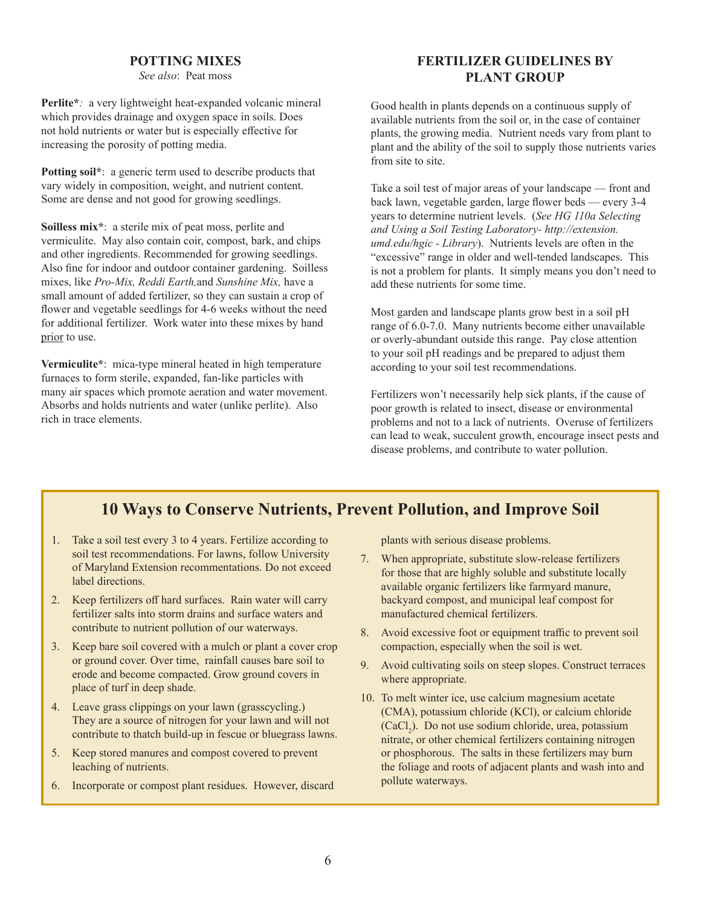## POTTING MIXES

*See also*: Peat moss

**Perlite***: a very lightweight heat-expanded volcanic mineral which provides drainage and oxygen space in soils. Does not hold nutrients or water but is especially effective for increasing the porosity of potting media.

**Potting soil***: a generic term used to describe products that vary widely in composition, weight, and nutrient content. Some are dense and not good for growing seedlings.

**Soilless mix***: a sterile mix of peat moss, perlite and vermiculite. May also contain coir, compost, bark, and chips and other ingredients. Recommended for growing seedlings. Also fine for indoor and outdoor container gardening. Soilless mixes, like *Pro-Mix, Reddi Earth,* and *Sunshine Mix,* have a small amount of added fertilizer, so they can sustain a crop of flower and vegetable seedlings for 4-6 weeks without the need for additional fertilizer. Work water into these mixes by hand prior to use.

**Vermiculite***: mica-type mineral heated in high temperature furnaces to form sterile, expanded, fan-like particles with many air spaces which promote aeration and water movement. Absorbs and holds nutrients and water (unlike perlite). Also rich in trace elements.

## FERTILIZER GUIDELINES BY PLANT GROUP

Good health in plants depends on a continuous supply of available nutrients from the soil or, in the case of container plants, the growing media. Nutrient needs vary from plant to plant and the ability of the soil to supply those nutrients varies from site to site.

Take a soil test of major areas of your landscape — front and back lawn, vegetable garden, large flower beds — every 3-4 years to determine nutrient levels. (*See HG 110a Selecting and Using a Soil Testing Laboratory- http://extension.umd.edu/hgic - Library*). Nutrients levels are often in the "excessive" range in older and well-tended landscapes. This is not a problem for plants. It simply means you don't need to add these nutrients for some time.

Most garden and landscape plants grow best in a soil pH range of 6.0-7.0. Many nutrients become either unavailable or overly-abundant outside this range. Pay close attention to your soil pH readings and be prepared to adjust them according to your soil test recommendations.

Fertilizers won't necessarily help sick plants, if the cause of poor growth is related to insect, disease or environmental problems and not to a lack of nutrients. Overuse of fertilizers can lead to weak, succulent growth, encourage insect pests and disease problems, and contribute to water pollution.

## 10 Ways to Conserve Nutrients, Prevent Pollution, and Improve Soil

1. Take a soil test every 3 to 4 years. Fertilize according to soil test recommendations. For lawns, follow University of Maryland Extension recommentations. Do not exceed label directions.
2. Keep fertilizers off hard surfaces. Rain water will carry fertilizer salts into storm drains and surface waters and contribute to nutrient pollution of our waterways.
3. Keep bare soil covered with a mulch or plant a cover crop or ground cover. Over time, rainfall causes bare soil to erode and become compacted. Grow ground covers in place of turf in deep shade.
4. Leave grass clippings on your lawn (grasscycling.) They are a source of nitrogen for your lawn and will not contribute to thatch build-up in fescue or bluegrass lawns.
5. Keep stored manures and compost covered to prevent leaching of nutrients.
6. Incorporate or compost plant residues. However, discard plants with serious disease problems.
7. When appropriate, substitute slow-release fertilizers for those that are highly soluble and substitute locally available organic fertilizers like farmyard manure, backyard compost, and municipal leaf compost for manufactured chemical fertilizers.
8. Avoid excessive foot or equipment traffic to prevent soil compaction, especially when the soil is wet.
9. Avoid cultivating soils on steep slopes. Construct terraces where appropriate.
10. To melt winter ice, use calcium magnesium acetate (CMA), potassium chloride (KCl), or calcium chloride ($CaCl_2$). Do not use sodium chloride, urea, potassium nitrate, or other chemical fertilizers containing nitrogen or phosphorous. The salts in these fertilizers may burn the foliage and roots of adjacent plants and wash into and pollute waterways.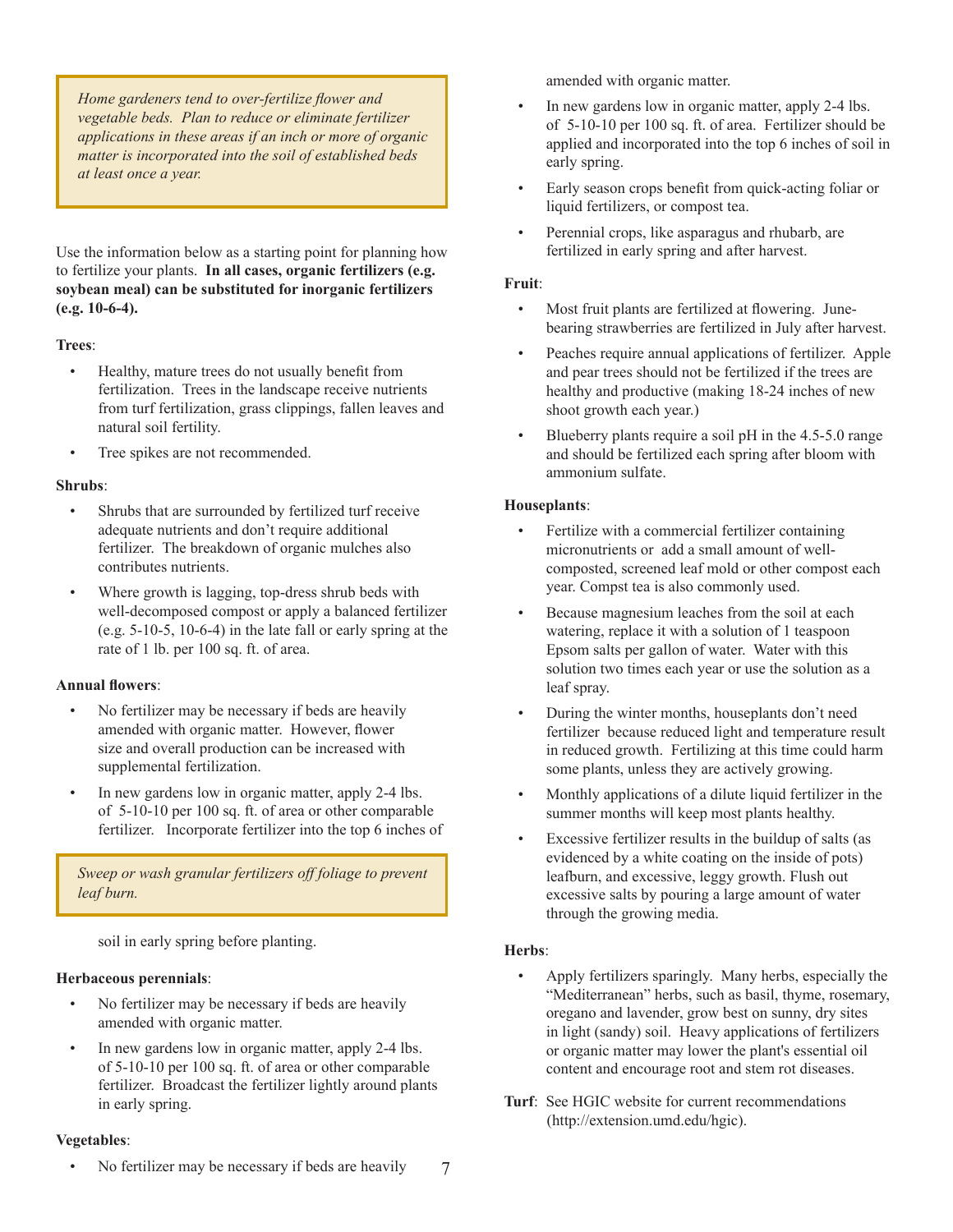*Home gardeners tend to over-fertilize flower and vegetable beds. Plan to reduce or eliminate fertilizer applications in these areas if an inch or more of organic matter is incorporated into the soil of established beds at least once a year.*

Use the information below as a starting point for planning how to fertilize your plants. **In all cases, organic fertilizers (e.g. soybean meal) can be substituted for inorganic fertilizers (e.g. 10-6-4).**

**Trees**:

- Healthy, mature trees do not usually benefit from fertilization. Trees in the landscape receive nutrients from turf fertilization, grass clippings, fallen leaves and natural soil fertility.
- Tree spikes are not recommended.

**Shrubs**:

- Shrubs that are surrounded by fertilized turf receive adequate nutrients and don't require additional fertilizer. The breakdown of organic mulches also contributes nutrients.
- Where growth is lagging, top-dress shrub beds with well-decomposed compost or apply a balanced fertilizer (e.g. 5-10-5, 10-6-4) in the late fall or early spring at the rate of 1 lb. per 100 sq. ft. of area.

**Annual flowers**:

- No fertilizer may be necessary if beds are heavily amended with organic matter. However, flower size and overall production can be increased with supplemental fertilization.
- In new gardens low in organic matter, apply 2-4 lbs. of 5-10-10 per 100 sq. ft. of area or other comparable fertilizer. Incorporate fertilizer into the top 6 inches of soil in early spring before planting.

*Sweep or wash granular fertilizers off foliage to prevent leaf burn.*

**Herbaceous perennials**:

- No fertilizer may be necessary if beds are heavily amended with organic matter.
- In new gardens low in organic matter, apply 2-4 lbs. of 5-10-10 per 100 sq. ft. of area or other comparable fertilizer. Broadcast the fertilizer lightly around plants in early spring.

**Vegetables**:

- No fertilizer may be necessary if beds are heavily amended with organic matter.
- In new gardens low in organic matter, apply 2-4 lbs. of 5-10-10 per 100 sq. ft. of area. Fertilizer should be applied and incorporated into the top 6 inches of soil in early spring.
- Early season crops benefit from quick-acting foliar or liquid fertilizers, or compost tea.
- Perennial crops, like asparagus and rhubarb, are fertilized in early spring and after harvest.

**Fruit**:

- Most fruit plants are fertilized at flowering. June-bearing strawberries are fertilized in July after harvest.
- Peaches require annual applications of fertilizer. Apple and pear trees should not be fertilized if the trees are healthy and productive (making 18-24 inches of new shoot growth each year.)
- Blueberry plants require a soil pH in the 4.5-5.0 range and should be fertilized each spring after bloom with ammonium sulfate.

**Houseplants**:

- Fertilize with a commercial fertilizer containing micronutrients or add a small amount of well-composted, screened leaf mold or other compost each year. Compst tea is also commonly used.
- Because magnesium leaches from the soil at each watering, replace it with a solution of 1 teaspoon Epsom salts per gallon of water. Water with this solution two times each year or use the solution as a leaf spray.
- During the winter months, houseplants don't need fertilizer because reduced light and temperature result in reduced growth. Fertilizing at this time could harm some plants, unless they are actively growing.
- Monthly applications of a dilute liquid fertilizer in the summer months will keep most plants healthy.
- Excessive fertilizer results in the buildup of salts (as evidenced by a white coating on the inside of pots) leafburn, and excessive, leggy growth. Flush out excessive salts by pouring a large amount of water through the growing media.

**Herbs**:

- Apply fertilizers sparingly. Many herbs, especially the "Mediterranean" herbs, such as basil, thyme, rosemary, oregano and lavender, grow best on sunny, dry sites in light (sandy) soil. Heavy applications of fertilizers or organic matter may lower the plant's essential oil content and encourage root and stem rot diseases.

**Turf**: See HGIC website for current recommendations (http://extension.umd.edu/hgic).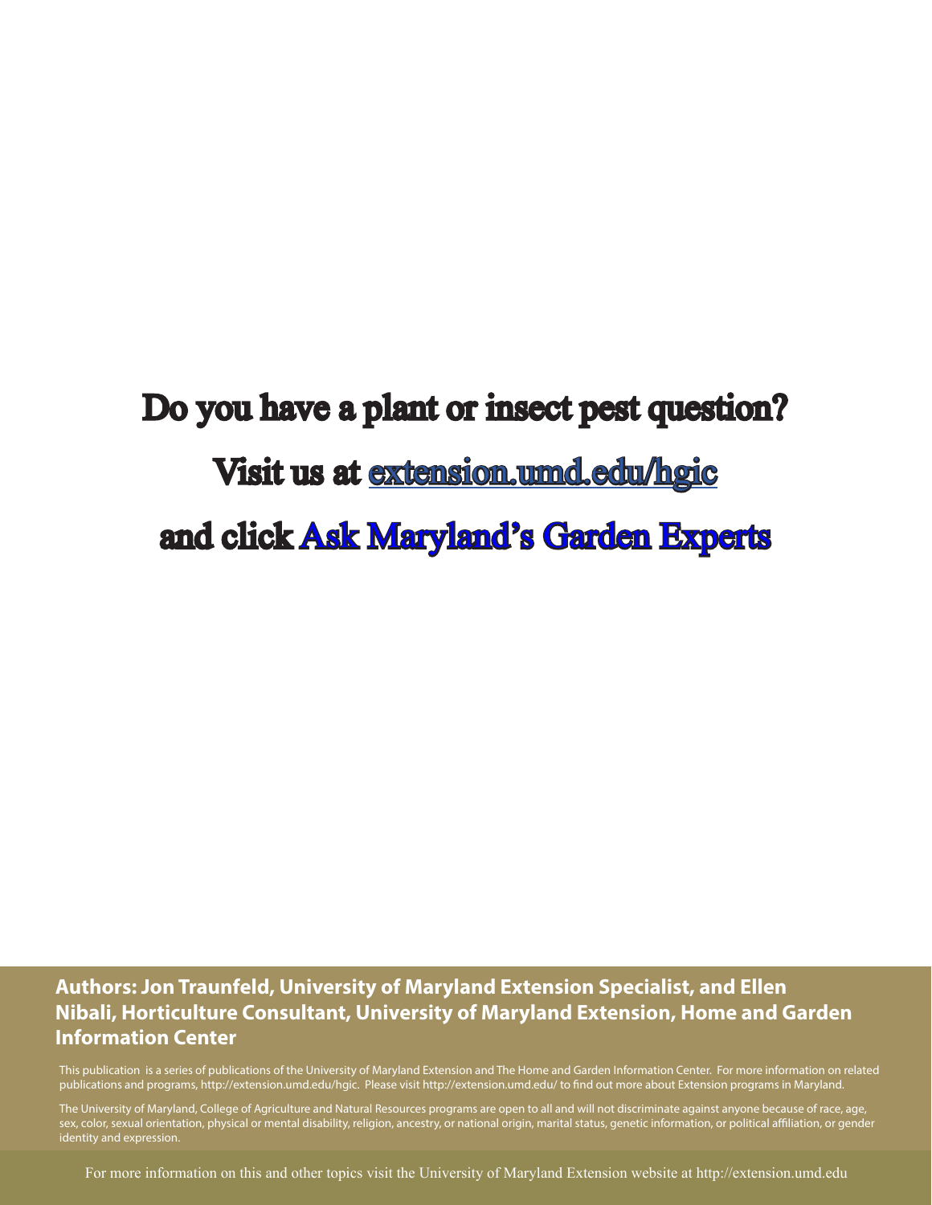**Do you have a plant or insect pest question?**

**Visit us at [extension.umd.edu/hgic](extension.umd.edu/hgic)**

**and click Ask Maryland's Garden Experts**

**Authors: Jon Traunfeld, University of Maryland Extension Specialist, and Ellen Nibali, Horticulture Consultant, University of Maryland Extension, Home and Garden Information Center**

This publication is a series of publications of the University of Maryland Extension and The Home and Garden Information Center. For more information on related publications and programs, http://extension.umd.edu/hgic. Please visit http://extension.umd.edu/ to find out more about Extension programs in Maryland.

The University of Maryland, College of Agriculture and Natural Resources programs are open to all and will not discriminate against anyone because of race, age, sex, color, sexual orientation, physical or mental disability, religion, ancestry, or national origin, marital status, genetic information, or political affiliation, or gender identity and expression.

For more information on this and other topics visit the University of Maryland Extension website at http://extension.umd.edu